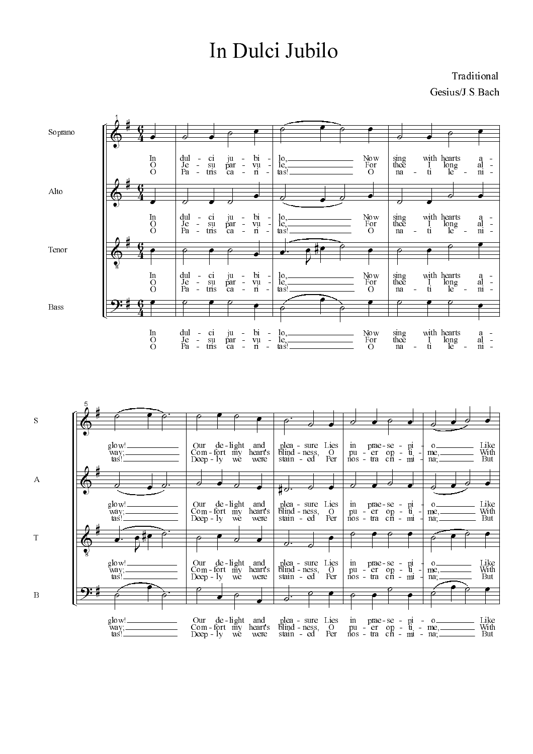# In Dulci Jubilo

Traditional

Gesius/J.S.Bach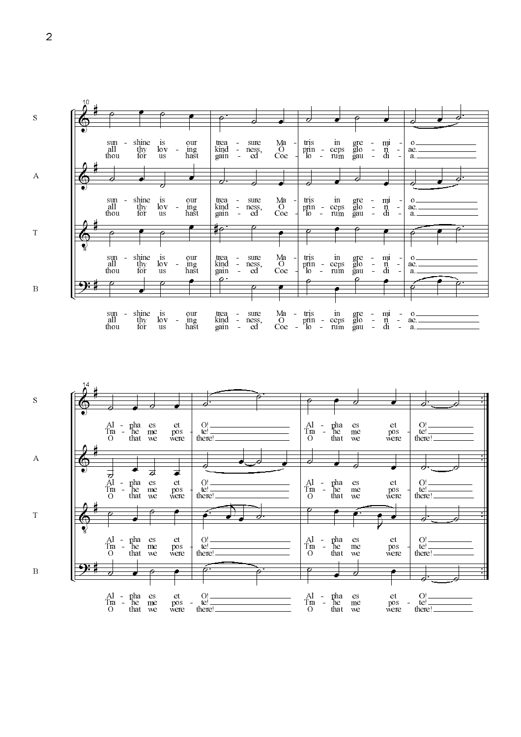S

sun - shine is our trea - sure Ma - tris in gre - mi - o.
all thy lov - ing kind - ness, O prin - ceps glo - ri - ae.
thou for us hast gain - ed Coe - lo - rum gau - di - a.

A

sun - shine is our trea - sure Ma - tris in gre - mi - o.
all thy lov - ing kind - ness, O prin - ceps glo - ri - ae.
thou for us hast gain - ed Coe - lo - rum gau - di - a.

T

sun - shine is our trea - sure Ma - tris in gre - mi - o.
all thy lov - ing kind - ness, O prin - ceps glo - ri - ae.
thou for us hast gain - ed Coe - lo - rum gau - di - a.

B

sun - shine is our trea - sure Ma - tris in gre - mi - o.
all thy lov - ing kind - ness, O prin - ceps glo - ri - ae.
thou for us hast gain - ed Coe - lo - rum gau - di - a.

S

Al - pha es et O! Al - pha es et O!
Tra - he me pos - te! Tra - he me pos - te!
O that we were there! O that we were there!

A

Al - pha es et O! Al - pha es et O!
Tra - he me pos - te! Tra - he me pos - te!
O that we were there! O that we were there!

T

Al - pha es et O! Al - pha es et O!
Tra - he me pos - te! Tra - he me pos - te!
O that we were there! O that we were there!

B

Al - pha es et O! Al - pha es et O!
Tra - he me pos - te! Tra - he me pos - te!
O that we were there! O that we were there!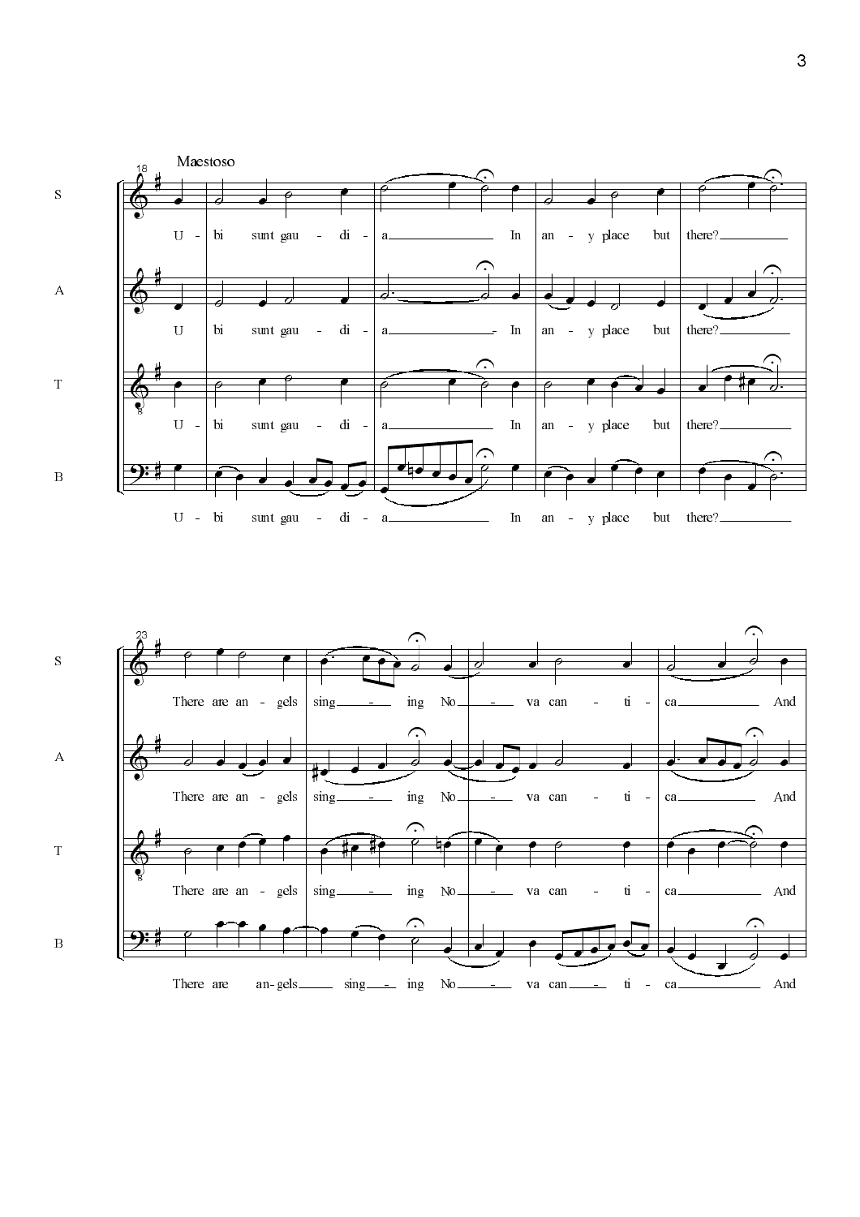Maestoso

S: U - bi sunt gau - di - a In an - y place but there?

A: U bi sunt gau - di - a In an - y place but there?

T: U - bi sunt gau - di - a In an - y place but there?

B: U - bi sunt gau - di - a In an - y place but there?

S: There are an - gels sing - ing No - va can - ti - ca And

A: There are an - gels sing - ing No - va can - ti - ca And

T: There are an - gels sing - ing No - va can - ti - ca And

B: There are an - gels sing - ing No - va can - ti - ca And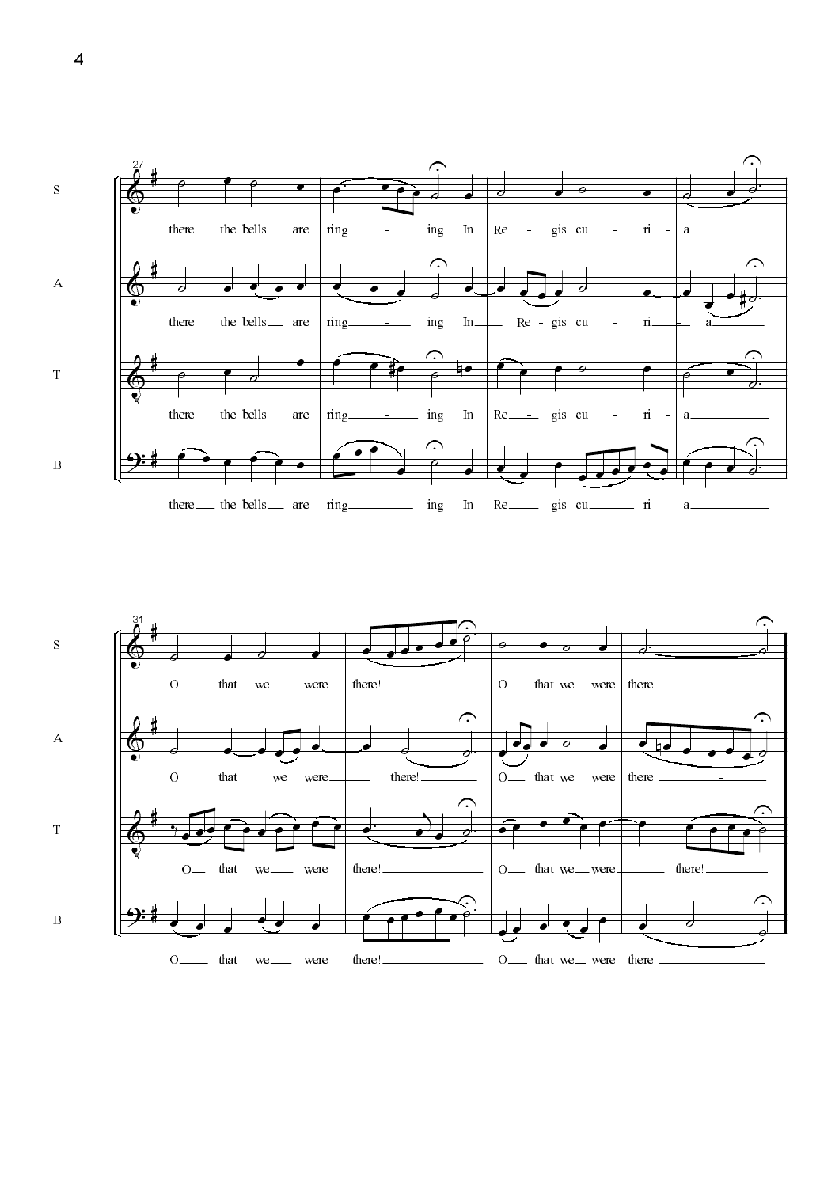27

S: there the bells are ring - ing In Re - gis cu - ri - a

A: there the bells are ring - ing In Re - gis cu - ri - a

T: there the bells are ring - ing In Re - gis cu - ri - a

B: there the bells are ring - ing In Re - gis cu - ri - a

31

S: O that we were there! O that we were there!

A: O that we were there! O that we were there! -

T: O that we were there! O that we were there! -

B: O that we were there! O that we were there!